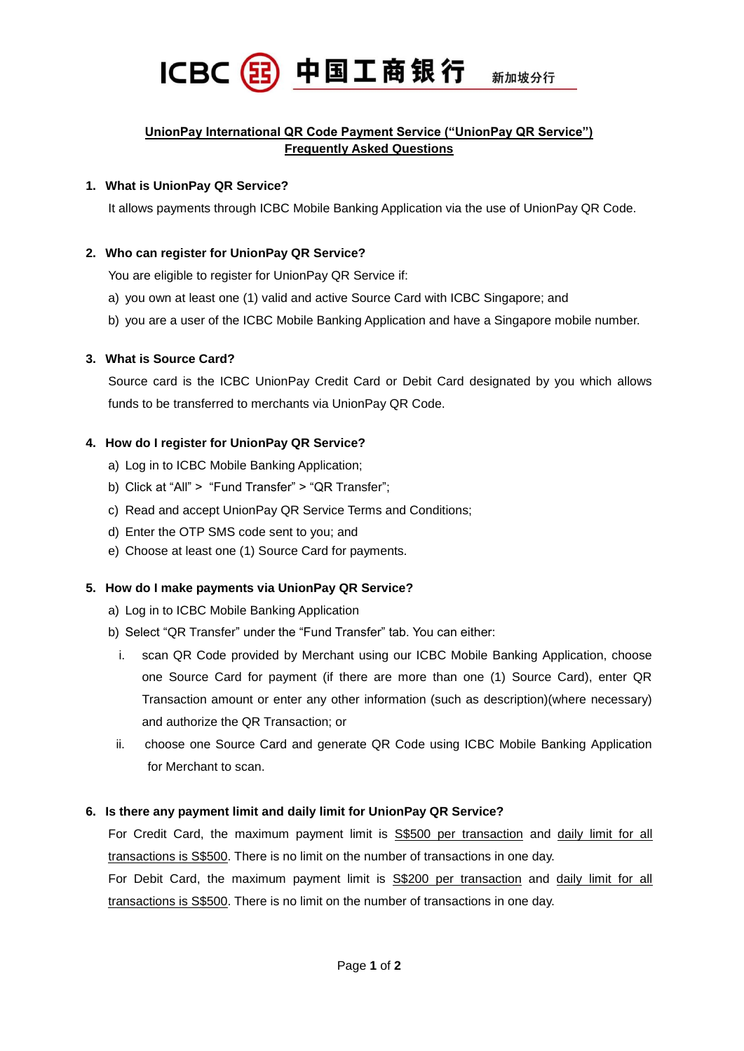ICBC 中国工商银行 新加坡分行

# UnionPay International QR Code Payment Service ("UnionPay QR Service") Frequently Asked Questions

**1. What is UnionPay QR Service?**

It allows payments through ICBC Mobile Banking Application via the use of UnionPay QR Code.

**2. Who can register for UnionPay QR Service?**

You are eligible to register for UnionPay QR Service if:

a) you own at least one (1) valid and active Source Card with ICBC Singapore; and

b) you are a user of the ICBC Mobile Banking Application and have a Singapore mobile number.

**3. What is Source Card?**

Source card is the ICBC UnionPay Credit Card or Debit Card designated by you which allows funds to be transferred to merchants via UnionPay QR Code.

**4. How do I register for UnionPay QR Service?**

a) Log in to ICBC Mobile Banking Application;

b) Click at "All" > "Fund Transfer" > "QR Transfer";

c) Read and accept UnionPay QR Service Terms and Conditions;

d) Enter the OTP SMS code sent to you; and

e) Choose at least one (1) Source Card for payments.

**5. How do I make payments via UnionPay QR Service?**

a) Log in to ICBC Mobile Banking Application

b) Select "QR Transfer" under the "Fund Transfer" tab. You can either:

i. scan QR Code provided by Merchant using our ICBC Mobile Banking Application, choose one Source Card for payment (if there are more than one (1) Source Card), enter QR Transaction amount or enter any other information (such as description)(where necessary) and authorize the QR Transaction; or

ii. choose one Source Card and generate QR Code using ICBC Mobile Banking Application for Merchant to scan.

**6. Is there any payment limit and daily limit for UnionPay QR Service?**

For Credit Card, the maximum payment limit is <u>S$500 per transaction</u> and <u>daily limit for all transactions is S$500</u>. There is no limit on the number of transactions in one day.

For Debit Card, the maximum payment limit is <u>S$200 per transaction</u> and <u>daily limit for all transactions is S$500</u>. There is no limit on the number of transactions in one day.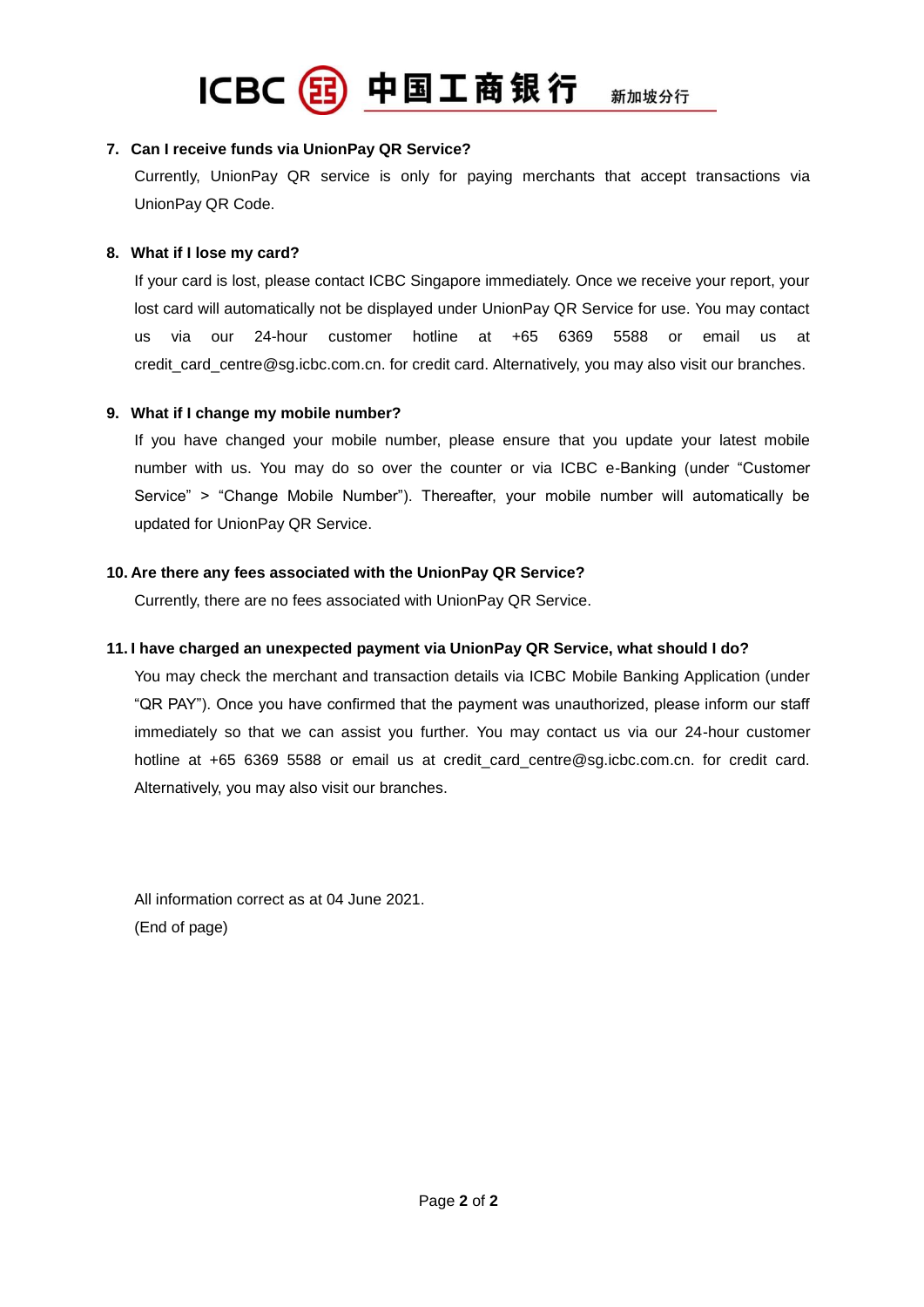**7. Can I receive funds via UnionPay QR Service?**

Currently, UnionPay QR service is only for paying merchants that accept transactions via UnionPay QR Code.

**8. What if I lose my card?**

If your card is lost, please contact ICBC Singapore immediately. Once we receive your report, your lost card will automatically not be displayed under UnionPay QR Service for use. You may contact us via our 24-hour customer hotline at +65 6369 5588 or email us at credit_card_centre@sg.icbc.com.cn. for credit card. Alternatively, you may also visit our branches.

**9. What if I change my mobile number?**

If you have changed your mobile number, please ensure that you update your latest mobile number with us. You may do so over the counter or via ICBC e-Banking (under "Customer Service" > "Change Mobile Number"). Thereafter, your mobile number will automatically be updated for UnionPay QR Service.

**10. Are there any fees associated with the UnionPay QR Service?**

Currently, there are no fees associated with UnionPay QR Service.

**11. I have charged an unexpected payment via UnionPay QR Service, what should I do?**

You may check the merchant and transaction details via ICBC Mobile Banking Application (under "QR PAY"). Once you have confirmed that the payment was unauthorized, please inform our staff immediately so that we can assist you further. You may contact us via our 24-hour customer hotline at +65 6369 5588 or email us at credit_card_centre@sg.icbc.com.cn. for credit card. Alternatively, you may also visit our branches.

All information correct as at 04 June 2021.

(End of page)